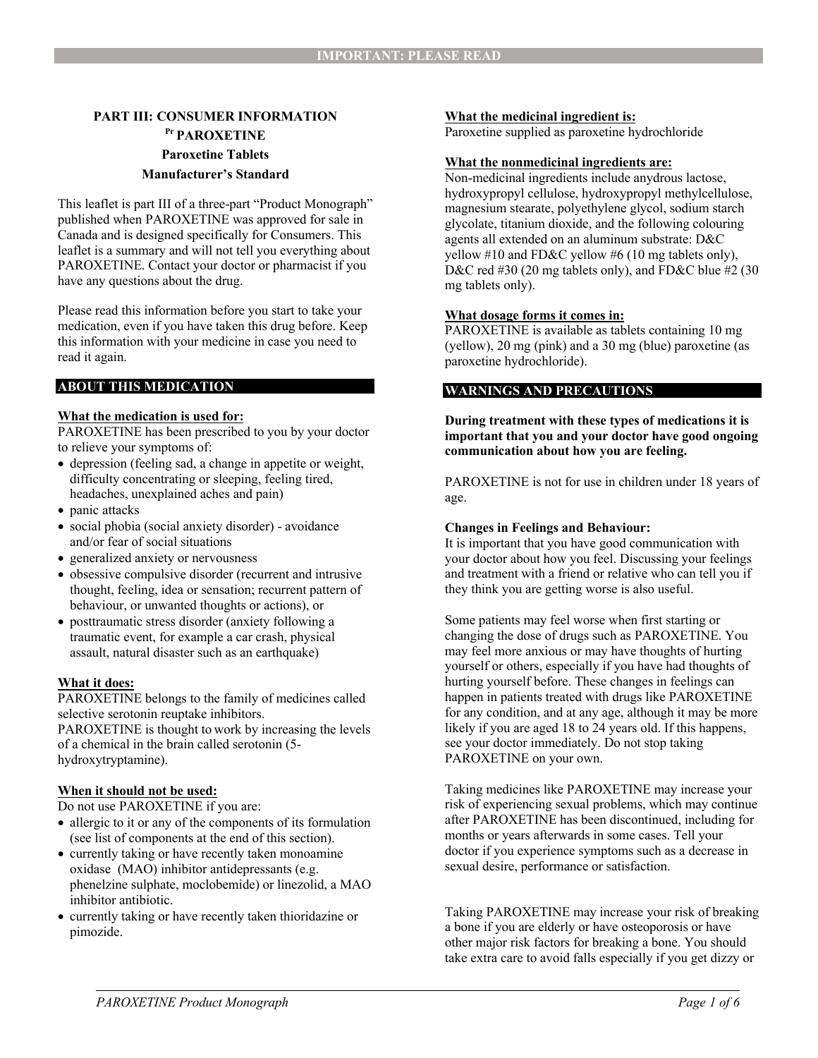**IMPORTANT: PLEASE READ**

# PART III: CONSUMER INFORMATION

## Pr PARAXETINE

**Paroxetine Tablets**

**Manufacturer's Standard**

This leaflet is part III of a three-part "Product Monograph" published when PAROXETINE was approved for sale in Canada and is designed specifically for Consumers. This leaflet is a summary and will not tell you everything about PAROXETINE. Contact your doctor or pharmacist if you have any questions about the drug.

Please read this information before you start to take your medication, even if you have taken this drug before. Keep this information with your medicine in case you need to read it again.

## ABOUT THIS MEDICATION

**What the medication is used for:**

PAROXETINE has been prescribed to you by your doctor to relieve your symptoms of:

- depression (feeling sad, a change in appetite or weight, difficulty concentrating or sleeping, feeling tired, headaches, unexplained aches and pain)
- panic attacks
- social phobia (social anxiety disorder) - avoidance and/or fear of social situations
- generalized anxiety or nervousness
- obsessive compulsive disorder (recurrent and intrusive thought, feeling, idea or sensation; recurrent pattern of behaviour, or unwanted thoughts or actions), or
- posttraumatic stress disorder (anxiety following a traumatic event, for example a car crash, physical assault, natural disaster such as an earthquake)

**What it does:**

PAROXETINE belongs to the family of medicines called selective serotonin reuptake inhibitors.
PAROXETINE is thought to work by increasing the levels of a chemical in the brain called serotonin (5-hydroxytryptamine).

**When it should not be used:**

Do not use PAROXETINE if you are:

- allergic to it or any of the components of its formulation (see list of components at the end of this section).
- currently taking or have recently taken monoamine oxidase (MAO) inhibitor antidepressants (e.g. phenelzine sulphate, moclobemide) or linezolid, a MAO inhibitor antibiotic.
- currently taking or have recently taken thioridazine or pimozide.

**What the medicinal ingredient is:**

Paroxetine supplied as paroxetine hydrochloride

**What the nonmedicinal ingredients are:**

Non-medicinal ingredients include anydrous lactose, hydroxypropyl cellulose, hydroxypropyl methylcellulose, magnesium stearate, polyethylene glycol, sodium starch glycolate, titanium dioxide, and the following colouring agents all extended on an aluminum substrate: D&C yellow #10 and FD&C yellow #6 (10 mg tablets only), D&C red #30 (20 mg tablets only), and FD&C blue #2 (30 mg tablets only).

**What dosage forms it comes in:**

PAROXETINE is available as tablets containing 10 mg (yellow), 20 mg (pink) and a 30 mg (blue) paroxetine (as paroxetine hydrochloride).

## WARNINGS AND PRECAUTIONS

**During treatment with these types of medications it is important that you and your doctor have good ongoing communication about how you are feeling.**

PAROXETINE is not for use in children under 18 years of age.

**Changes in Feelings and Behaviour:**

It is important that you have good communication with your doctor about how you feel. Discussing your feelings and treatment with a friend or relative who can tell you if they think you are getting worse is also useful.

Some patients may feel worse when first starting or changing the dose of drugs such as PAROXETINE. You may feel more anxious or may have thoughts of hurting yourself or others, especially if you have had thoughts of hurting yourself before. These changes in feelings can happen in patients treated with drugs like PAROXETINE for any condition, and at any age, although it may be more likely if you are aged 18 to 24 years old. If this happens, see your doctor immediately. Do not stop taking PAROXETINE on your own.

Taking medicines like PAROXETINE may increase your risk of experiencing sexual problems, which may continue after PAROXETINE has been discontinued, including for months or years afterwards in some cases. Tell your doctor if you experience symptoms such as a decrease in sexual desire, performance or satisfaction.

Taking PAROXETINE may increase your risk of breaking a bone if you are elderly or have osteoporosis or have other major risk factors for breaking a bone. You should take extra care to avoid falls especially if you get dizzy or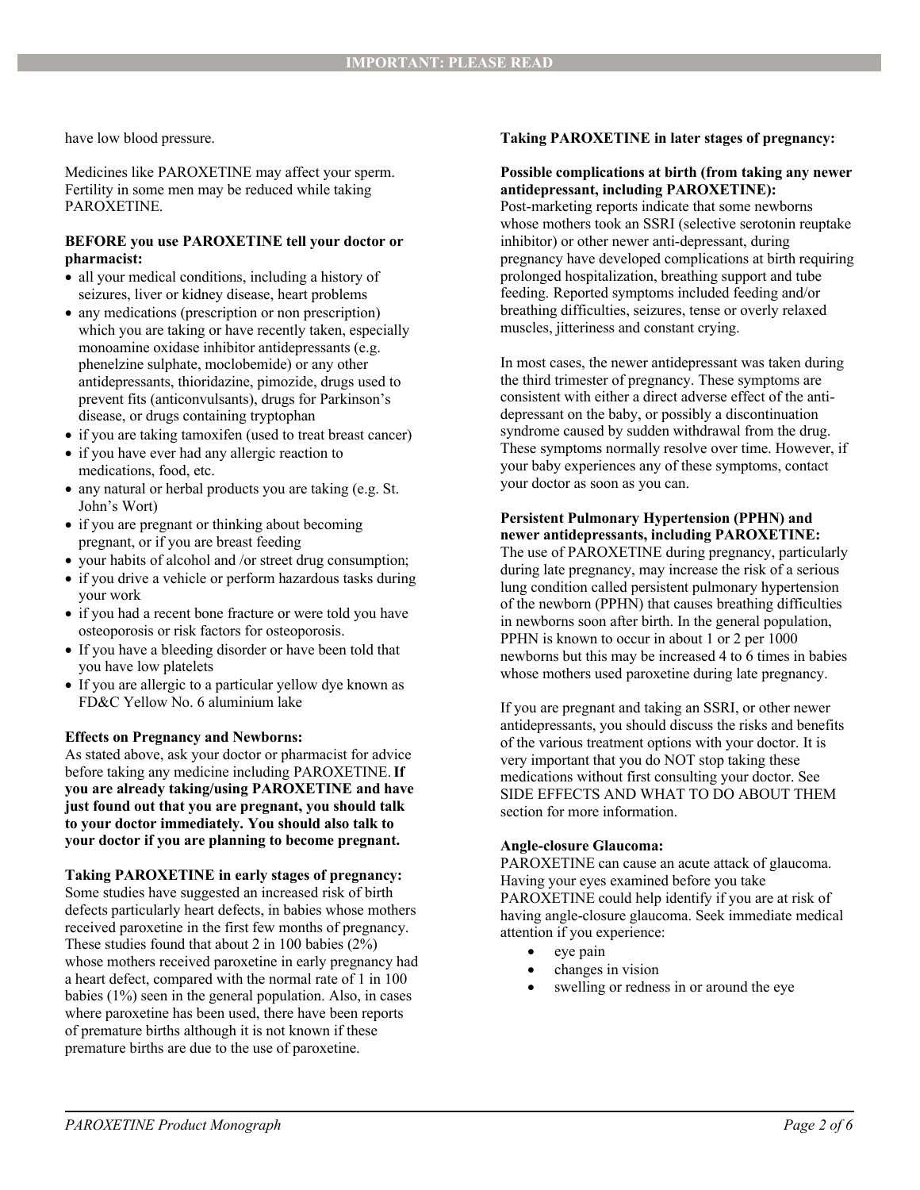have low blood pressure.

Medicines like PAROXETINE may affect your sperm. Fertility in some men may be reduced while taking PAROXETINE.

**BEFORE you use PAROXETINE tell your doctor or pharmacist:**

- all your medical conditions, including a history of seizures, liver or kidney disease, heart problems
- any medications (prescription or non prescription) which you are taking or have recently taken, especially monoamine oxidase inhibitor antidepressants (e.g. phenelzine sulphate, moclobemide) or any other antidepressants, thioridazine, pimozide, drugs used to prevent fits (anticonvulsants), drugs for Parkinson's disease, or drugs containing tryptophan
- if you are taking tamoxifen (used to treat breast cancer)
- if you have ever had any allergic reaction to medications, food, etc.
- any natural or herbal products you are taking (e.g. St. John's Wort)
- if you are pregnant or thinking about becoming pregnant, or if you are breast feeding
- your habits of alcohol and /or street drug consumption;
- if you drive a vehicle or perform hazardous tasks during your work
- if you had a recent bone fracture or were told you have osteoporosis or risk factors for osteoporosis.
- If you have a bleeding disorder or have been told that you have low platelets
- If you are allergic to a particular yellow dye known as FD&C Yellow No. 6 aluminium lake

**Effects on Pregnancy and Newborns:**

As stated above, ask your doctor or pharmacist for advice before taking any medicine including PAROXETINE. **If you are already taking/using PAROXETINE and have just found out that you are pregnant, you should talk to your doctor immediately. You should also talk to your doctor if you are planning to become pregnant.**

**Taking PAROXETINE in early stages of pregnancy:**

Some studies have suggested an increased risk of birth defects particularly heart defects, in babies whose mothers received paroxetine in the first few months of pregnancy. These studies found that about 2 in 100 babies (2%) whose mothers received paroxetine in early pregnancy had a heart defect, compared with the normal rate of 1 in 100 babies (1%) seen in the general population. Also, in cases where paroxetine has been used, there have been reports of premature births although it is not known if these premature births are due to the use of paroxetine.

**Taking PAROXETINE in later stages of pregnancy:**

**Possible complications at birth (from taking any newer antidepressant, including PAROXETINE):**

Post-marketing reports indicate that some newborns whose mothers took an SSRI (selective serotonin reuptake inhibitor) or other newer anti-depressant, during pregnancy have developed complications at birth requiring prolonged hospitalization, breathing support and tube feeding. Reported symptoms included feeding and/or breathing difficulties, seizures, tense or overly relaxed muscles, jitteriness and constant crying.

In most cases, the newer antidepressant was taken during the third trimester of pregnancy. These symptoms are consistent with either a direct adverse effect of the anti-depressant on the baby, or possibly a discontinuation syndrome caused by sudden withdrawal from the drug. These symptoms normally resolve over time. However, if your baby experiences any of these symptoms, contact your doctor as soon as you can.

**Persistent Pulmonary Hypertension (PPHN) and newer antidepressants, including PAROXETINE:**

The use of PAROXETINE during pregnancy, particularly during late pregnancy, may increase the risk of a serious lung condition called persistent pulmonary hypertension of the newborn (PPHN) that causes breathing difficulties in newborns soon after birth. In the general population, PPHN is known to occur in about 1 or 2 per 1000 newborns but this may be increased 4 to 6 times in babies whose mothers used paroxetine during late pregnancy.

If you are pregnant and taking an SSRI, or other newer antidepressants, you should discuss the risks and benefits of the various treatment options with your doctor. It is very important that you do NOT stop taking these medications without first consulting your doctor. See SIDE EFFECTS AND WHAT TO DO ABOUT THEM section for more information.

**Angle-closure Glaucoma:**

PAROXETINE can cause an acute attack of glaucoma. Having your eyes examined before you take PAROXETINE could help identify if you are at risk of having angle-closure glaucoma. Seek immediate medical attention if you experience:

- eye pain
- changes in vision
- swelling or redness in or around the eye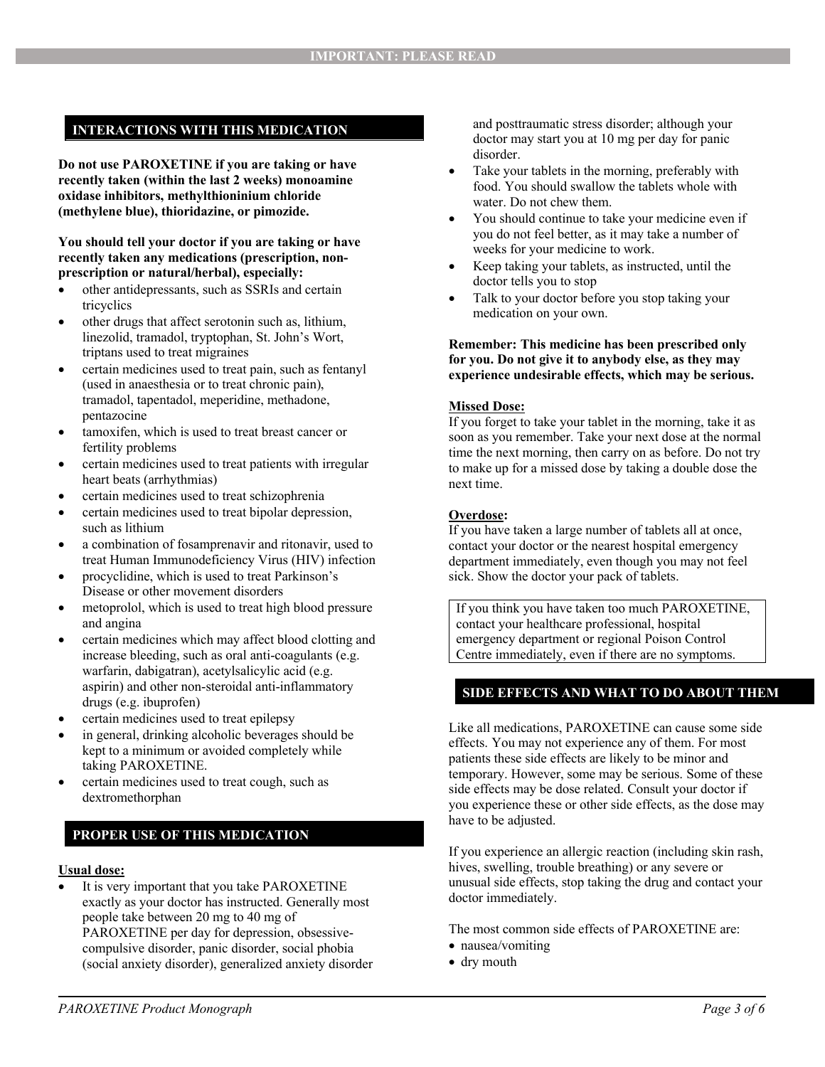## INTERACTIONS WITH THIS MEDICATION

**Do not use PAROXETINE if you are taking or have recently taken (within the last 2 weeks) monoamine oxidase inhibitors, methylthioninium chloride (methylene blue), thioridazine, or pimozide.**

**You should tell your doctor if you are taking or have recently taken any medications (prescription, non-prescription or natural/herbal), especially:**

- other antidepressants, such as SSRIs and certain tricyclics
- other drugs that affect serotonin such as, lithium, linezolid, tramadol, tryptophan, St. John's Wort, triptans used to treat migraines
- certain medicines used to treat pain, such as fentanyl (used in anaesthesia or to treat chronic pain), tramadol, tapentadol, meperidine, methadone, pentazocine
- tamoxifen, which is used to treat breast cancer or fertility problems
- certain medicines used to treat patients with irregular heart beats (arrhythmias)
- certain medicines used to treat schizophrenia
- certain medicines used to treat bipolar depression, such as lithium
- a combination of fosamprenavir and ritonavir, used to treat Human Immunodeficiency Virus (HIV) infection
- procyclidine, which is used to treat Parkinson's Disease or other movement disorders
- metoprolol, which is used to treat high blood pressure and angina
- certain medicines which may affect blood clotting and increase bleeding, such as oral anti-coagulants (e.g. warfarin, dabigatran), acetylsalicylic acid (e.g. aspirin) and other non-steroidal anti-inflammatory drugs (e.g. ibuprofen)
- certain medicines used to treat epilepsy
- in general, drinking alcoholic beverages should be kept to a minimum or avoided completely while taking PAROXETINE.
- certain medicines used to treat cough, such as dextromethorphan

## PROPER USE OF THIS MEDICATION

**Usual dose:**

- It is very important that you take PAROXETINE exactly as your doctor has instructed. Generally most people take between 20 mg to 40 mg of PAROXETINE per day for depression, obsessive-compulsive disorder, panic disorder, social phobia (social anxiety disorder), generalized anxiety disorder and posttraumatic stress disorder; although your doctor may start you at 10 mg per day for panic disorder.
- Take your tablets in the morning, preferably with food. You should swallow the tablets whole with water. Do not chew them.
- You should continue to take your medicine even if you do not feel better, as it may take a number of weeks for your medicine to work.
- Keep taking your tablets, as instructed, until the doctor tells you to stop
- Talk to your doctor before you stop taking your medication on your own.

**Remember: This medicine has been prescribed only for you. Do not give it to anybody else, as they may experience undesirable effects, which may be serious.**

**Missed Dose:**

If you forget to take your tablet in the morning, take it as soon as you remember. Take your next dose at the normal time the next morning, then carry on as before. Do not try to make up for a missed dose by taking a double dose the next time.

**Overdose:**

If you have taken a large number of tablets all at once, contact your doctor or the nearest hospital emergency department immediately, even though you may not feel sick. Show the doctor your pack of tablets.

| If you think you have taken too much PAROXETINE, contact your healthcare professional, hospital emergency department or regional Poison Control Centre immediately, even if there are no symptoms. |
|---|

## SIDE EFFECTS AND WHAT TO DO ABOUT THEM

Like all medications, PAROXETINE can cause some side effects. You may not experience any of them. For most patients these side effects are likely to be minor and temporary. However, some may be serious. Some of these side effects may be dose related. Consult your doctor if you experience these or other side effects, as the dose may have to be adjusted.

If you experience an allergic reaction (including skin rash, hives, swelling, trouble breathing) or any severe or unusual side effects, stop taking the drug and contact your doctor immediately.

The most common side effects of PAROXETINE are:

- nausea/vomiting
- dry mouth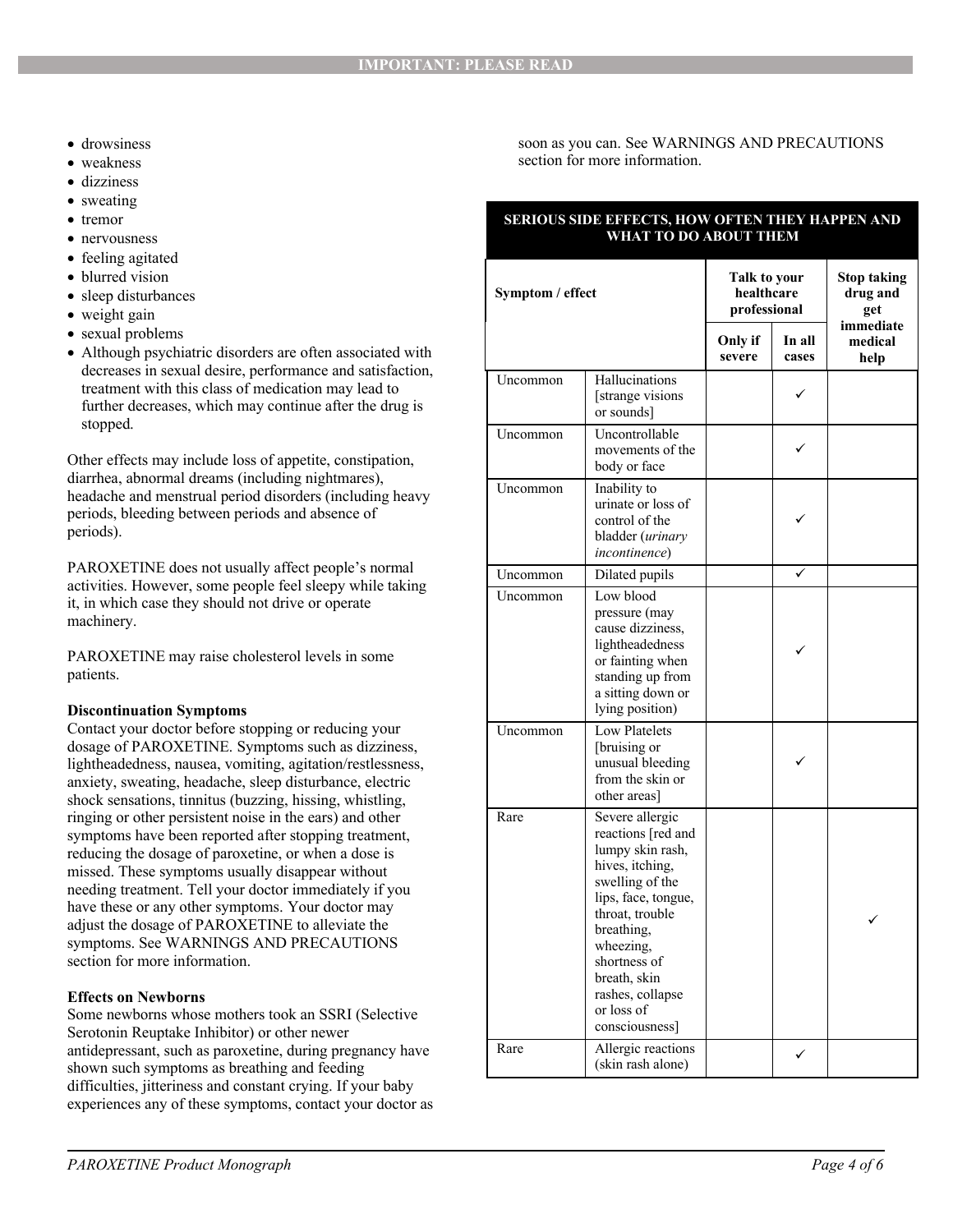- drowsiness
- weakness
- dizziness
- sweating
- tremor
- nervousness
- feeling agitated
- blurred vision
- sleep disturbances
- weight gain
- sexual problems
- Although psychiatric disorders are often associated with decreases in sexual desire, performance and satisfaction, treatment with this class of medication may lead to further decreases, which may continue after the drug is stopped.

Other effects may include loss of appetite, constipation, diarrhea, abnormal dreams (including nightmares), headache and menstrual period disorders (including heavy periods, bleeding between periods and absence of periods).

PAROXETINE does not usually affect people's normal activities. However, some people feel sleepy while taking it, in which case they should not drive or operate machinery.

PAROXETINE may raise cholesterol levels in some patients.

**Discontinuation Symptoms**

Contact your doctor before stopping or reducing your dosage of PAROXETINE. Symptoms such as dizziness, lightheadedness, nausea, vomiting, agitation/restlessness, anxiety, sweating, headache, sleep disturbance, electric shock sensations, tinnitus (buzzing, hissing, whistling, ringing or other persistent noise in the ears) and other symptoms have been reported after stopping treatment, reducing the dosage of paroxetine, or when a dose is missed. These symptoms usually disappear without needing treatment. Tell your doctor immediately if you have these or any other symptoms. Your doctor may adjust the dosage of PAROXETINE to alleviate the symptoms. See WARNINGS AND PRECAUTIONS section for more information.

**Effects on Newborns**

Some newborns whose mothers took an SSRI (Selective Serotonin Reuptake Inhibitor) or other newer antidepressant, such as paroxetine, during pregnancy have shown such symptoms as breathing and feeding difficulties, jitteriness and constant crying. If your baby experiences any of these symptoms, contact your doctor as soon as you can. See WARNINGS AND PRECAUTIONS section for more information.

**SERIOUS SIDE EFFECTS, HOW OFTEN THEY HAPPEN AND WHAT TO DO ABOUT THEM**

| Symptom / effect | | Talk to your healthcare professional | | Stop taking drug and get immediate medical help |
|---|---|---|---|---|
| | | Only if severe | In all cases | |
| Uncommon | Hallucinations [strange visions or sounds] | | ✓ | |
| Uncommon | Uncontrollable movements of the body or face | | ✓ | |
| Uncommon | Inability to urinate or loss of control of the bladder (*urinary incontinence*) | | ✓ | |
| Uncommon | Dilated pupils | | ✓ | |
| Uncommon | Low blood pressure (may cause dizziness, lightheadedness or fainting when standing up from a sitting down or lying position) | | ✓ | |
| Uncommon | Low Platelets [bruising or unusual bleeding from the skin or other areas] | | ✓ | |
| Rare | Severe allergic reactions [red and lumpy skin rash, hives, itching, swelling of the lips, face, tongue, throat, trouble breathing, wheezing, shortness of breath, skin rashes, collapse or loss of consciousness] | | | ✓ |
| Rare | Allergic reactions (skin rash alone) | | ✓ | |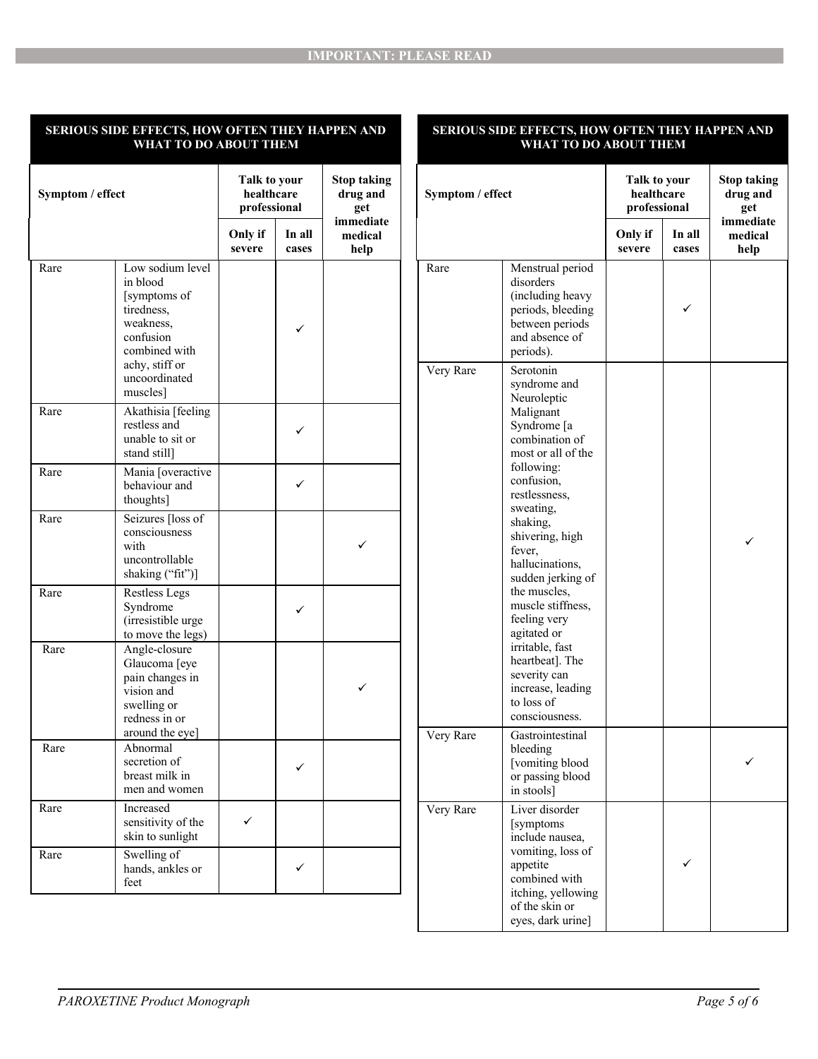IMPORTANT: PLEASE READ

| SERIOUS SIDE EFFECTS, HOW OFTEN THEY HAPPEN AND WHAT TO DO ABOUT THEM | | | | |
|---|---|---|---|---|
| Symptom / effect | | Talk to your healthcare professional | | Stop taking drug and get immediate medical help |
| | | Only if severe | In all cases | |
| Rare | Low sodium level in blood [symptoms of tiredness, weakness, confusion combined with achy, stiff or uncoordinated muscles] | | ✓ | |
| Rare | Akathisia [feeling restless and unable to sit or stand still] | | ✓ | |
| Rare | Mania [overactive behaviour and thoughts] | | ✓ | |
| Rare | Seizures [loss of consciousness with uncontrollable shaking ("fit")] | | | ✓ |
| Rare | Restless Legs Syndrome (irresistible urge to move the legs) | | ✓ | |
| Rare | Angle-closure Glaucoma [eye pain changes in vision and swelling or redness in or around the eye] | | | ✓ |
| Rare | Abnormal secretion of breast milk in men and women | | ✓ | |
| Rare | Increased sensitivity of the skin to sunlight | ✓ | | |
| Rare | Swelling of hands, ankles or feet | | ✓ | |
| Rare | Menstrual period disorders (including heavy periods, bleeding between periods and absence of periods). | | ✓ | |
| Very Rare | Serotonin syndrome and Neuroleptic Malignant Syndrome [a combination of most or all of the following: confusion, restlessness, sweating, shaking, shivering, high fever, hallucinations, sudden jerking of the muscles, muscle stiffness, feeling very agitated or irritable, fast heartbeat]. The severity can increase, leading to loss of consciousness. | | | ✓ |
| Very Rare | Gastrointestinal bleeding [vomiting blood or passing blood in stools] | | | ✓ |
| Very Rare | Liver disorder [symptoms include nausea, vomiting, loss of appetite combined with itching, yellowing of the skin or eyes, dark urine] | | ✓ | |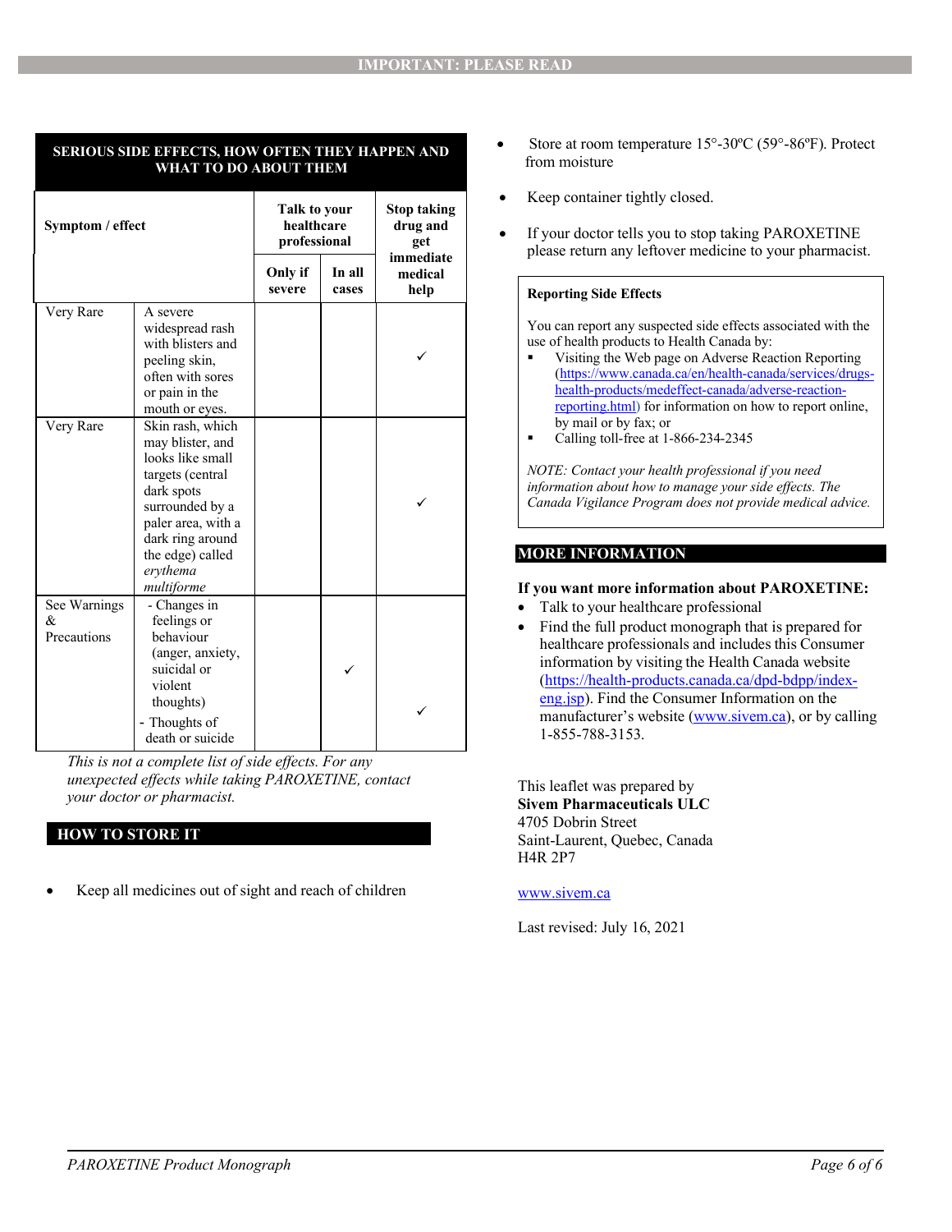## SERIOUS SIDE EFFECTS, HOW OFTEN THEY HAPPEN AND WHAT TO DO ABOUT THEM

| Symptom / effect | | Talk to your healthcare professional | | Stop taking drug and get immediate medical help |
|---|---|---|---|---|
| | | Only if severe | In all cases | |
| Very Rare | A severe widespread rash with blisters and peeling skin, often with sores or pain in the mouth or eyes. | | | ✓ |
| Very Rare | Skin rash, which may blister, and looks like small targets (central dark spots surrounded by a paler area, with a dark ring around the edge) called *erythema multiforme* | | | ✓ |
| See Warnings & Precautions | - Changes in feelings or behaviour (anger, anxiety, suicidal or violent thoughts) | | ✓ | |
| | - Thoughts of death or suicide | | | ✓ |

*This is not a complete list of side effects. For any unexpected effects while taking PAROXETINE, contact your doctor or pharmacist.*

## HOW TO STORE IT

- Keep all medicines out of sight and reach of children
- Store at room temperature 15°-30ºC (59°-86ºF). Protect from moisture
- Keep container tightly closed.
- If your doctor tells you to stop taking PAROXETINE please return any leftover medicine to your pharmacist.

**Reporting Side Effects**

You can report any suspected side effects associated with the use of health products to Health Canada by:

- Visiting the Web page on Adverse Reaction Reporting (https://www.canada.ca/en/health-canada/services/drugs-health-products/medeffect-canada/adverse-reaction-reporting.html) for information on how to report online, by mail or by fax; or
- Calling toll-free at 1-866-234-2345

*NOTE: Contact your health professional if you need information about how to manage your side effects. The Canada Vigilance Program does not provide medical advice.*

## MORE INFORMATION

**If you want more information about PAROXETINE:**

- Talk to your healthcare professional
- Find the full product monograph that is prepared for healthcare professionals and includes this Consumer information by visiting the Health Canada website (https://health-products.canada.ca/dpd-bdpp/index-eng.jsp). Find the Consumer Information on the manufacturer's website (www.sivem.ca), or by calling 1-855-788-3153.

This leaflet was prepared by
**Sivem Pharmaceuticals ULC**
4705 Dobrin Street
Saint-Laurent, Quebec, Canada
H4R 2P7

www.sivem.ca

Last revised: July 16, 2021